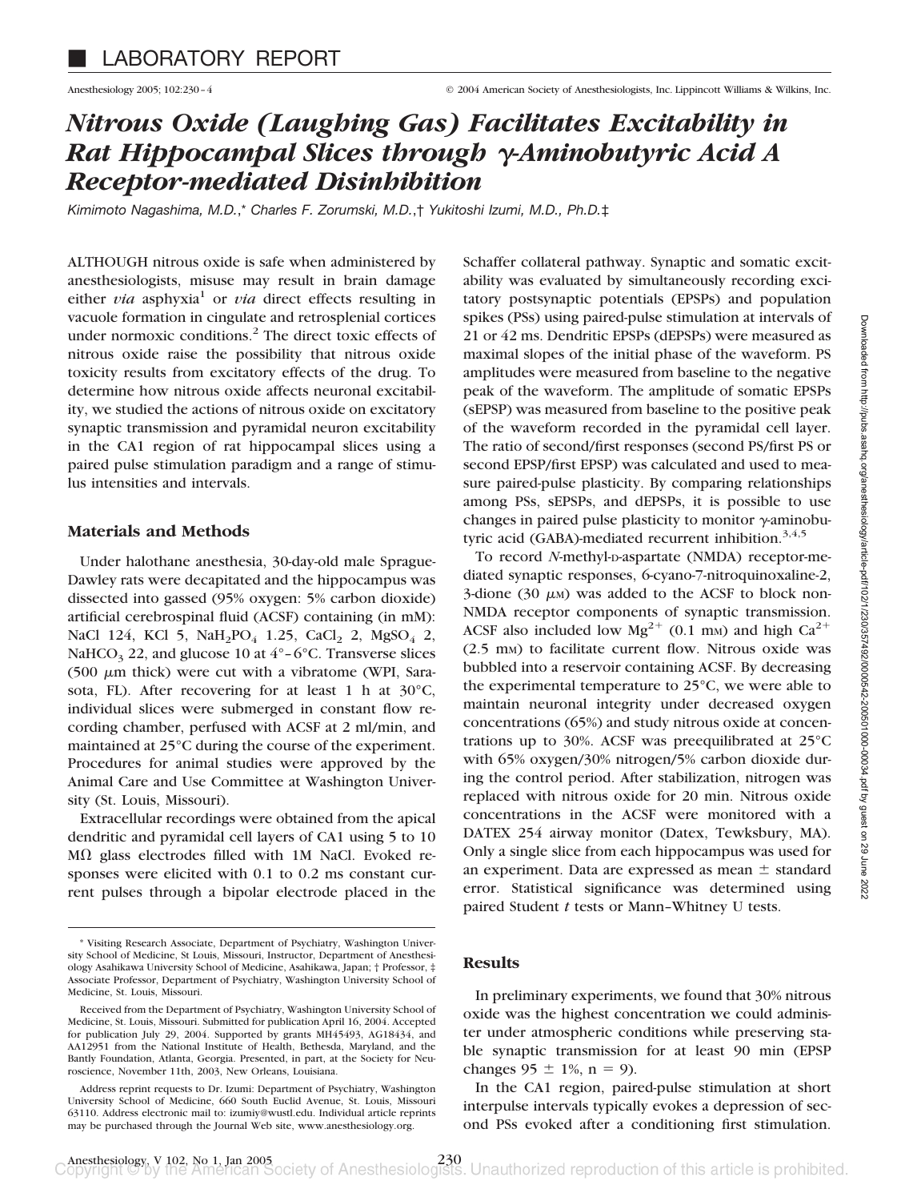## LABORATORY REPORT

# *Nitrous Oxide (Laughing Gas) Facilitates Excitability in Rat Hippocampal Slices through γ-Aminobutyric Acid A Receptor-mediated Disinhibition*

*Kimimoto Nagashima, M.D.,\* Charles F. Zorumski, M.D.,† Yukitoshi Izumi, M.D., Ph.D.‡*

ALTHOUGH nitrous oxide is safe when administered by anesthesiologists, misuse may result in brain damage either *via* asphyxia[1] or *via* direct effects resulting in vacuole formation in cingulate and retrosplenial cortices under normoxic conditions.[2] The direct toxic effects of nitrous oxide raise the possibility that nitrous oxide toxicity results from excitatory effects of the drug. To determine how nitrous oxide affects neuronal excitability, we studied the actions of nitrous oxide on excitatory synaptic transmission and pyramidal neuron excitability in the CA1 region of rat hippocampal slices using a paired pulse stimulation paradigm and a range of stimulus intensities and intervals.

### Materials and Methods

Under halothane anesthesia, 30-day-old male Sprague-Dawley rats were decapitated and the hippocampus was dissected into gassed (95% oxygen: 5% carbon dioxide) artificial cerebrospinal fluid (ACSF) containing (in mM): NaCl 124, KCl 5, $NaH_2PO_4$ 1.25, $CaCl_2$ 2, $MgSO_4$ 2, $NaHCO_3$ 22, and glucose 10 at 4°–6°C. Transverse slices (500 $\mu$m thick) were cut with a vibratome (WPI, Sarasota, FL). After recovering for at least 1 h at 30°C, individual slices were submerged in constant flow recording chamber, perfused with ACSF at 2 ml/min, and maintained at 25°C during the course of the experiment. Procedures for animal studies were approved by the Animal Care and Use Committee at Washington University (St. Louis, Missouri).

Extracellular recordings were obtained from the apical dendritic and pyramidal cell layers of CA1 using 5 to 10 MΩ glass electrodes filled with 1M NaCl. Evoked responses were elicited with 0.1 to 0.2 ms constant current pulses through a bipolar electrode placed in the Schaffer collateral pathway. Synaptic and somatic excitability was evaluated by simultaneously recording excitatory postsynaptic potentials (EPSPs) and population spikes (PSs) using paired-pulse stimulation at intervals of 21 or 42 ms. Dendritic EPSPs (dEPSPs) were measured as maximal slopes of the initial phase of the waveform. PS amplitudes were measured from baseline to the negative peak of the waveform. The amplitude of somatic EPSPs (sEPSP) was measured from baseline to the positive peak of the waveform recorded in the pyramidal cell layer. The ratio of second/first responses (second PS/first PS or second EPSP/first EPSP) was calculated and used to measure paired-pulse plasticity. By comparing relationships among PSs, sEPSPs, and dEPSPs, it is possible to use changes in paired pulse plasticity to monitor γ-aminobutyric acid (GABA)-mediated recurrent inhibition.[3,4,5]

To record *N*-methyl-D-aspartate (NMDA) receptor-mediated synaptic responses, 6-cyano-7-nitroquinoxaline-2, 3-dione (30 $\mu$M) was added to the ACSF to block non-NMDA receptor components of synaptic transmission. ACSF also included low $Mg^{2+}$ (0.1 mM) and high $Ca^{2+}$ (2.5 mM) to facilitate current flow. Nitrous oxide was bubbled into a reservoir containing ACSF. By decreasing the experimental temperature to 25°C, we were able to maintain neuronal integrity under decreased oxygen concentrations (65%) and study nitrous oxide at concentrations up to 30%. ACSF was preequilibrated at 25°C with 65% oxygen/30% nitrogen/5% carbon dioxide during the control period. After stabilization, nitrogen was replaced with nitrous oxide for 20 min. Nitrous oxide concentrations in the ACSF were monitored with a DATEX 254 airway monitor (Datex, Tewksbury, MA). Only a single slice from each hippocampus was used for an experiment. Data are expressed as mean ± standard error. Statistical significance was determined using paired Student *t* tests or Mann–Whitney U tests.

### Results

In preliminary experiments, we found that 30% nitrous oxide was the highest concentration we could administer under atmospheric conditions while preserving stable synaptic transmission for at least 90 min (EPSP changes 95 ± 1%, n = 9).

In the CA1 region, paired-pulse stimulation at short interpulse intervals typically evokes a depression of second PSs evoked after a conditioning first stimulation.

---

\* Visiting Research Associate, Department of Psychiatry, Washington University School of Medicine, St Louis, Missouri, Instructor, Department of Anesthesiology Asahikawa University School of Medicine, Asahikawa, Japan; † Professor, ‡ Associate Professor, Department of Psychiatry, Washington University School of Medicine, St. Louis, Missouri.

Received from the Department of Psychiatry, Washington University School of Medicine, St. Louis, Missouri. Submitted for publication April 16, 2004. Accepted for publication July 29, 2004. Supported by grants MH45493, AG18434, and AA12951 from the National Institute of Health, Bethesda, Maryland, and the Bantly Foundation, Atlanta, Georgia. Presented, in part, at the Society for Neuroscience, November 11th, 2003, New Orleans, Louisiana.

Address reprint requests to Dr. Izumi: Department of Psychiatry, Washington University School of Medicine, 660 South Euclid Avenue, St. Louis, Missouri 63110. Address electronic mail to: izumiy@wustl.edu. Individual article reprints may be purchased through the Journal Web site, www.anesthesiology.org.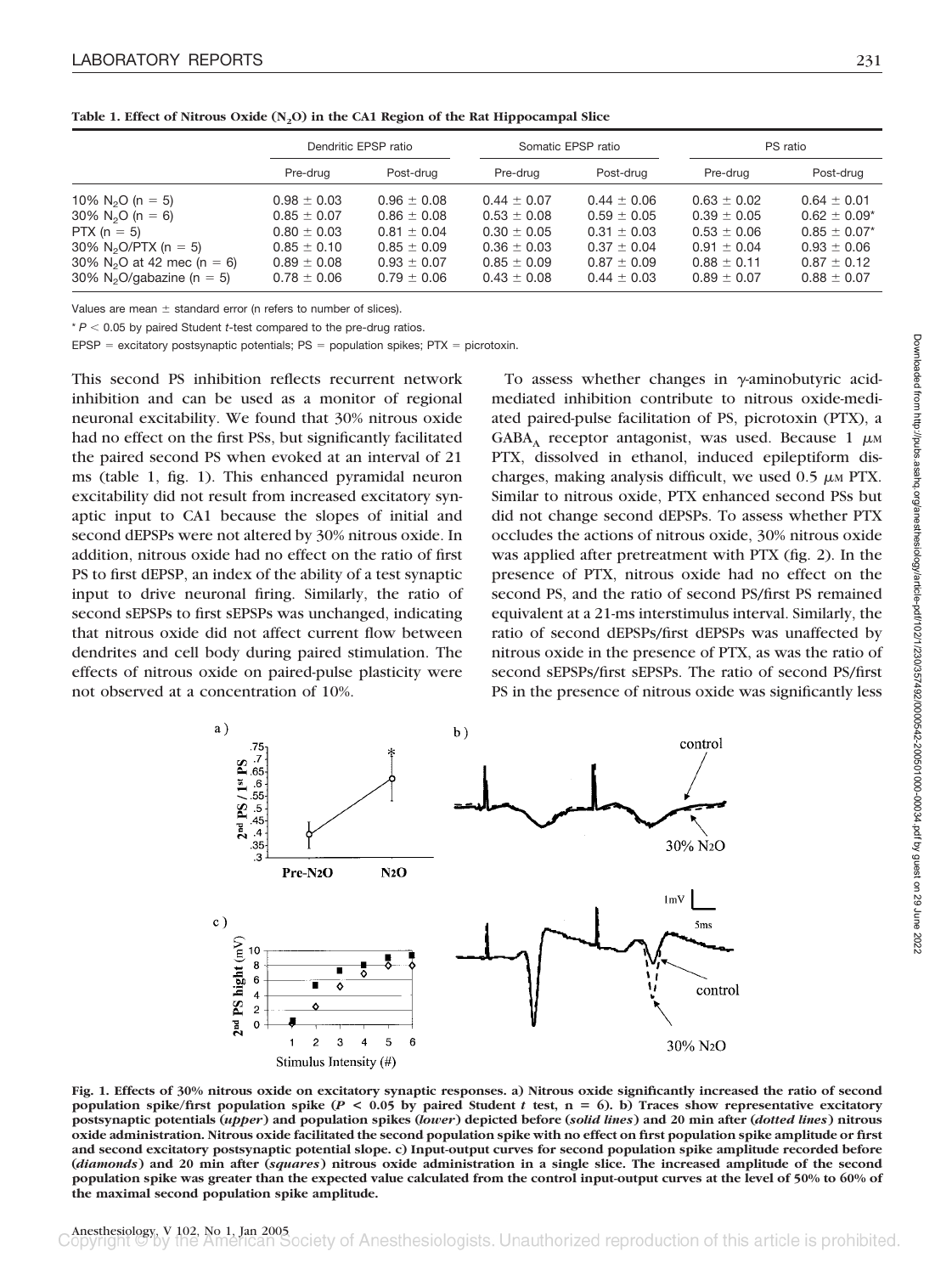**Table 1. Effect of Nitrous Oxide ($N_2O$) in the CA1 Region of the Rat Hippocampal Slice**

| | Dendritic EPSP ratio | | Somatic EPSP ratio | | PS ratio | |
|---|---|---|---|---|---|---|
| | Pre-drug | Post-drug | Pre-drug | Post-drug | Pre-drug | Post-drug |
| 10% $N_2O$ (n = 5) | 0.98 ± 0.03 | 0.96 ± 0.08 | 0.44 ± 0.07 | 0.44 ± 0.06 | 0.63 ± 0.02 | 0.64 ± 0.01 |
| 30% $N_2O$ (n = 6) | 0.85 ± 0.07 | 0.86 ± 0.08 | 0.53 ± 0.08 | 0.59 ± 0.05 | 0.39 ± 0.05 | 0.62 ± 0.09* |
| PTX (n = 5) | 0.80 ± 0.03 | 0.81 ± 0.04 | 0.30 ± 0.05 | 0.31 ± 0.03 | 0.53 ± 0.06 | 0.85 ± 0.07* |
| 30% $N_2O$/PTX (n = 5) | 0.85 ± 0.10 | 0.85 ± 0.09 | 0.36 ± 0.03 | 0.37 ± 0.04 | 0.91 ± 0.04 | 0.93 ± 0.06 |
| 30% $N_2O$ at 42 mec (n = 6) | 0.89 ± 0.08 | 0.93 ± 0.07 | 0.85 ± 0.09 | 0.87 ± 0.09 | 0.88 ± 0.11 | 0.87 ± 0.12 |
| 30% $N_2O$/gabazine (n = 5) | 0.78 ± 0.06 | 0.79 ± 0.06 | 0.43 ± 0.08 | 0.44 ± 0.03 | 0.89 ± 0.07 | 0.88 ± 0.07 |

Values are mean ± standard error (n refers to number of slices).

* $P < 0.05$ by paired Student *t*-test compared to the pre-drug ratios.

EPSP = excitatory postsynaptic potentials; PS = population spikes; PTX = picrotoxin.

This second PS inhibition reflects recurrent network inhibition and can be used as a monitor of regional neuronal excitability. We found that 30% nitrous oxide had no effect on the first PSs, but significantly facilitated the paired second PS when evoked at an interval of 21 ms (table 1, fig. 1). This enhanced pyramidal neuron excitability did not result from increased excitatory synaptic input to CA1 because the slopes of initial and second dEPSPs were not altered by 30% nitrous oxide. In addition, nitrous oxide had no effect on the ratio of first PS to first dEPSP, an index of the ability of a test synaptic input to drive neuronal firing. Similarly, the ratio of second sEPSPs to first sEPSPs was unchanged, indicating that nitrous oxide did not affect current flow between dendrites and cell body during paired stimulation. The effects of nitrous oxide on paired-pulse plasticity were not observed at a concentration of 10%.

To assess whether changes in γ-aminobutyric acid-mediated inhibition contribute to nitrous oxide-mediated paired-pulse facilitation of PS, picrotoxin (PTX), a $GABA_A$ receptor antagonist, was used. Because 1 μM PTX, dissolved in ethanol, induced epileptiform discharges, making analysis difficult, we used 0.5 μM PTX. Similar to nitrous oxide, PTX enhanced second PSs but did not change second dEPSPs. To assess whether PTX occludes the actions of nitrous oxide, 30% nitrous oxide was applied after pretreatment with PTX (fig. 2). In the presence of PTX, nitrous oxide had no effect on the second PS, and the ratio of second PS/first PS remained equivalent at a 21-ms interstimulus interval. Similarly, the ratio of second dEPSPs/first dEPSPs was unaffected by nitrous oxide in the presence of PTX, as was the ratio of second sEPSPs/first sEPSPs. The ratio of second PS/first PS in the presence of nitrous oxide was significantly less

**Fig. 1. Effects of 30% nitrous oxide on excitatory synaptic responses. a) Nitrous oxide significantly increased the ratio of second population spike/first population spike ($P < 0.05$ by paired Student *t* test, n = 6). b) Traces show representative excitatory postsynaptic potentials (*upper*) and population spikes (*lower*) depicted before (*solid lines*) and 20 min after (*dotted lines*) nitrous oxide administration. Nitrous oxide facilitated the second population spike with no effect on first population spike amplitude or first and second excitatory postsynaptic potential slope. c) Input-output curves for second population spike amplitude recorded before (*diamonds*) and 20 min after (*squares*) nitrous oxide administration in a single slice. The increased amplitude of the second population spike was greater than the expected value calculated from the control input-output curves at the level of 50% to 60% of the maximal second population spike amplitude.**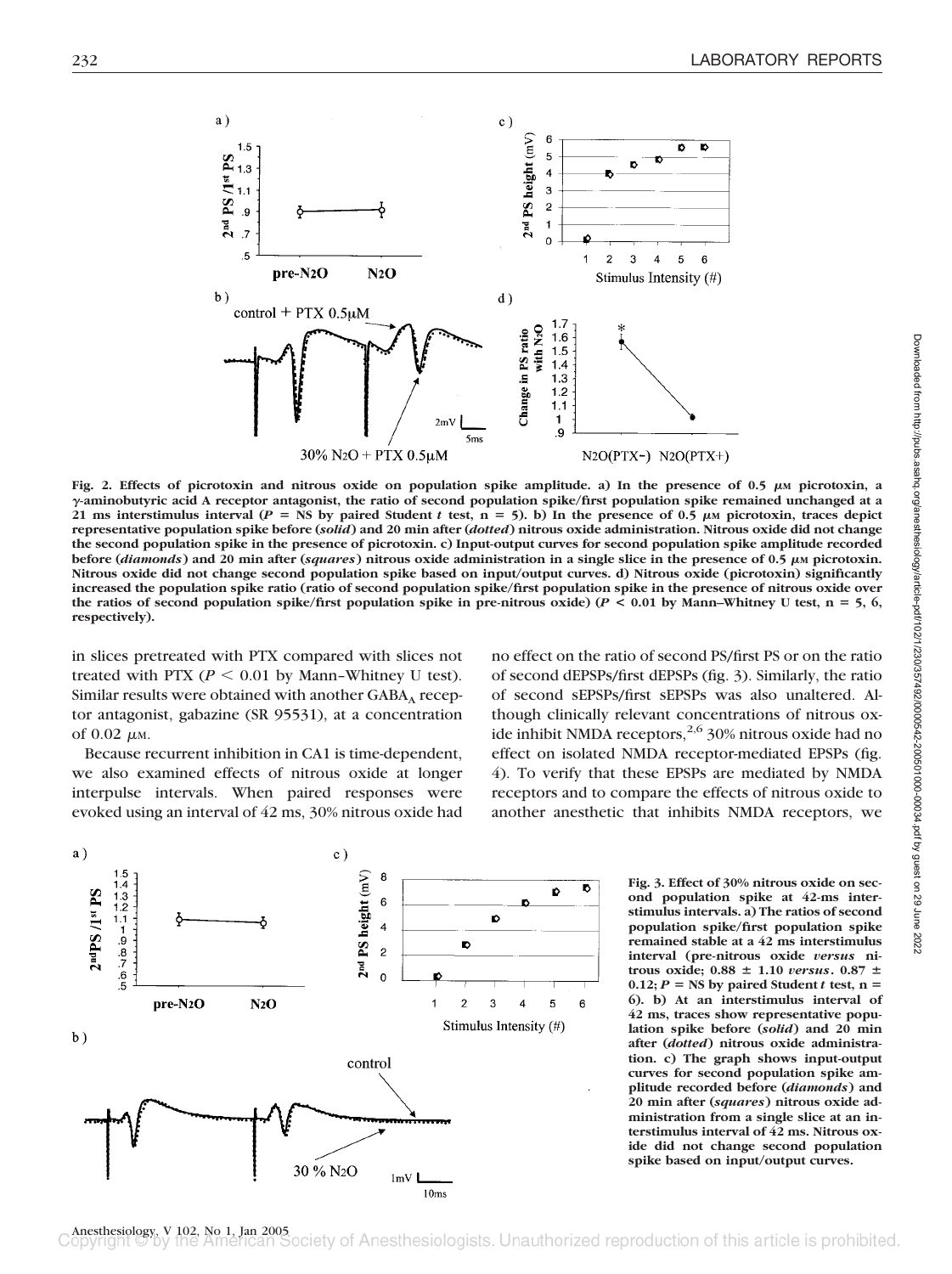**Fig. 2. Effects of picrotoxin and nitrous oxide on population spike amplitude. a) In the presence of 0.5 μM picrotoxin, a γ-aminobutyric acid A receptor antagonist, the ratio of second population spike/first population spike remained unchanged at a 21 ms interstimulus interval ($P$ = NS by paired Student $t$ test, n = 5). b) In the presence of 0.5 μM picrotoxin, traces depict representative population spike before (*solid*) and 20 min after (*dotted*) nitrous oxide administration. Nitrous oxide did not change the second population spike in the presence of picrotoxin. c) Input-output curves for second population spike amplitude recorded before (*diamonds*) and 20 min after (*squares*) nitrous oxide administration in a single slice in the presence of 0.5 μM picrotoxin. Nitrous oxide did not change second population spike based on input/output curves. d) Nitrous oxide (picrotoxin) significantly increased the population spike ratio (ratio of second population spike/first population spike in the presence of nitrous oxide over the ratios of second population spike/first population spike in pre-nitrous oxide) ($P$ < 0.01 by Mann–Whitney U test, n = 5, 6, respectively).**

in slices pretreated with PTX compared with slices not treated with PTX ($P$ < 0.01 by Mann–Whitney U test). Similar results were obtained with another $GABA_A$ receptor antagonist, gabazine (SR 95531), at a concentration of 0.02 μM.

Because recurrent inhibition in CA1 is time-dependent, we also examined effects of nitrous oxide at longer interpulse intervals. When paired responses were evoked using an interval of 42 ms, 30% nitrous oxide had no effect on the ratio of second PS/first PS or on the ratio of second dEPSPs/first dEPSPs (fig. 3). Similarly, the ratio of second sEPSPs/first sEPSPs was also unaltered. Although clinically relevant concentrations of nitrous oxide inhibit NMDA receptors,[2,6] 30% nitrous oxide had no effect on isolated NMDA receptor-mediated EPSPs (fig. 4). To verify that these EPSPs are mediated by NMDA receptors and to compare the effects of nitrous oxide to another anesthetic that inhibits NMDA receptors, we

**Fig. 3. Effect of 30% nitrous oxide on second population spike at 42-ms interstimulus intervals. a) The ratios of second population spike/first population spike remained stable at a 42 ms interstimulus interval (pre-nitrous oxide *versus* nitrous oxide; 0.88 ± 1.10 *versus*. 0.87 ± 0.12; $P$ = NS by paired Student $t$ test, n = 6). b) At an interstimulus interval of 42 ms, traces show representative population spike before (*solid*) and 20 min after (*dotted*) nitrous oxide administration. c) The graph shows input-output curves for second population spike amplitude recorded before (*diamonds*) and 20 min after (*squares*) nitrous oxide administration from a single slice at an interstimulus interval of 42 ms. Nitrous oxide did not change second population spike based on input/output curves.**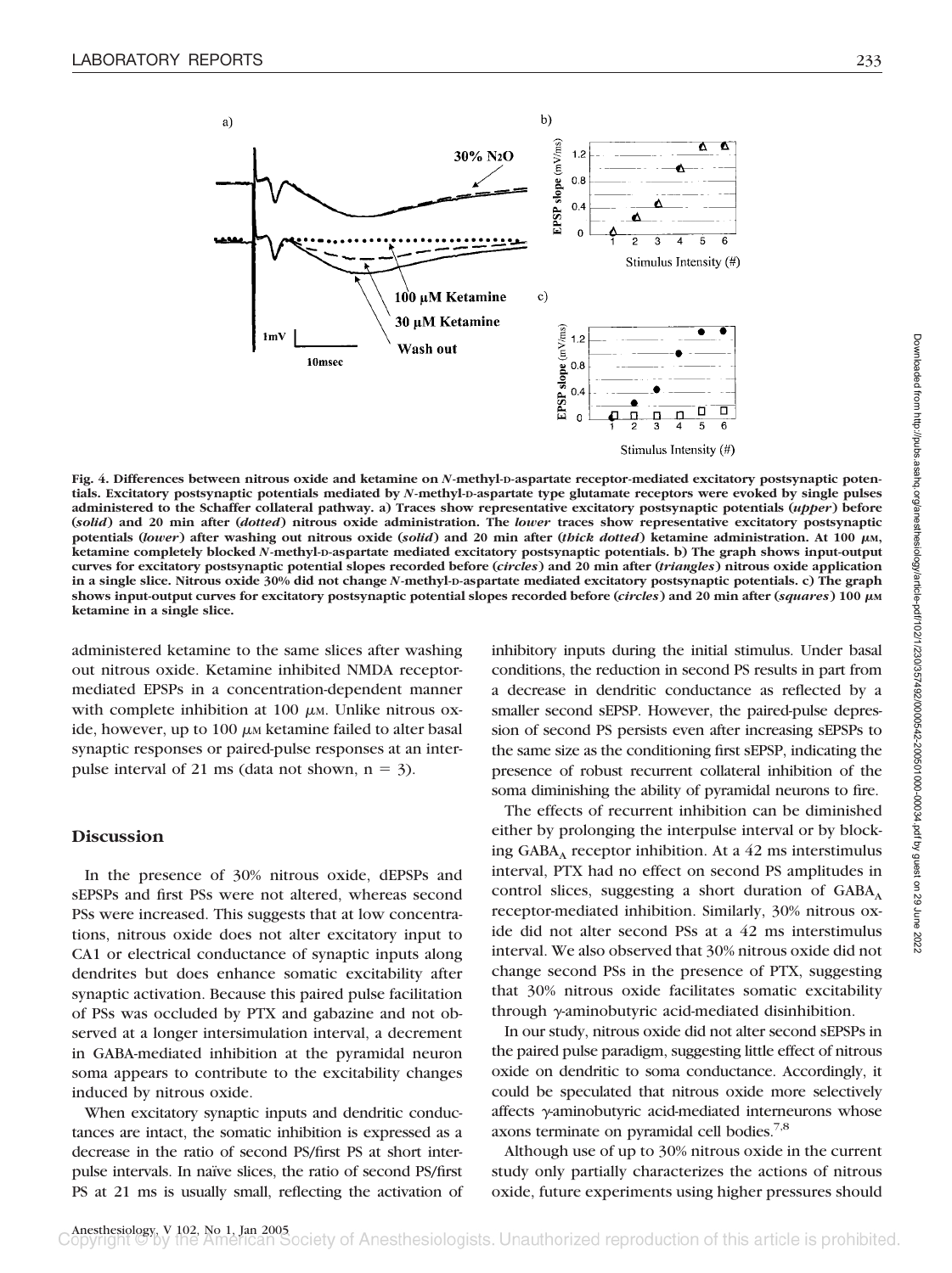**Fig. 4. Differences between nitrous oxide and ketamine on *N*-methyl-D-aspartate receptor-mediated excitatory postsynaptic potentials. Excitatory postsynaptic potentials mediated by *N*-methyl-D-aspartate type glutamate receptors were evoked by single pulses administered to the Schaffer collateral pathway. a) Traces show representative excitatory postsynaptic potentials (*upper*) before (*solid*) and 20 min after (*dotted*) nitrous oxide administration. The *lower* traces show representative excitatory postsynaptic potentials (*lower*) after washing out nitrous oxide (*solid*) and 20 min after (*thick dotted*) ketamine administration. At 100 μM, ketamine completely blocked *N*-methyl-D-aspartate mediated excitatory postsynaptic potentials. b) The graph shows input-output curves for excitatory postsynaptic potential slopes recorded before (*circles*) and 20 min after (*triangles*) nitrous oxide application in a single slice. Nitrous oxide 30% did not change *N*-methyl-D-aspartate mediated excitatory postsynaptic potentials. c) The graph shows input-output curves for excitatory postsynaptic potential slopes recorded before (*circles*) and 20 min after (*squares*) 100 μM ketamine in a single slice.**

administered ketamine to the same slices after washing out nitrous oxide. Ketamine inhibited NMDA receptor-mediated EPSPs in a concentration-dependent manner with complete inhibition at 100 μM. Unlike nitrous oxide, however, up to 100 μM ketamine failed to alter basal synaptic responses or paired-pulse responses at an interpulse interval of 21 ms (data not shown, n = 3).

## Discussion

In the presence of 30% nitrous oxide, dEPSPs and sEPSPs and first PSs were not altered, whereas second PSs were increased. This suggests that at low concentrations, nitrous oxide does not alter excitatory input to CA1 or electrical conductance of synaptic inputs along dendrites but does enhance somatic excitability after synaptic activation. Because this paired pulse facilitation of PSs was occluded by PTX and gabazine and not observed at a longer intersimulation interval, a decrement in GABA-mediated inhibition at the pyramidal neuron soma appears to contribute to the excitability changes induced by nitrous oxide.

When excitatory synaptic inputs and dendritic conductances are intact, the somatic inhibition is expressed as a decrease in the ratio of second PS/first PS at short interpulse intervals. In naïve slices, the ratio of second PS/first PS at 21 ms is usually small, reflecting the activation of inhibitory inputs during the initial stimulus. Under basal conditions, the reduction in second PS results in part from a decrease in dendritic conductance as reflected by a smaller second sEPSP. However, the paired-pulse depression of second PS persists even after increasing sEPSPs to the same size as the conditioning first sEPSP, indicating the presence of robust recurrent collateral inhibition of the soma diminishing the ability of pyramidal neurons to fire.

The effects of recurrent inhibition can be diminished either by prolonging the interpulse interval or by blocking $GABA_A$ receptor inhibition. At a 42 ms interstimulus interval, PTX had no effect on second PS amplitudes in control slices, suggesting a short duration of $GABA_A$ receptor-mediated inhibition. Similarly, 30% nitrous oxide did not alter second PSs at a 42 ms interstimulus interval. We also observed that 30% nitrous oxide did not change second PSs in the presence of PTX, suggesting that 30% nitrous oxide facilitates somatic excitability through γ-aminobutyric acid-mediated disinhibition.

In our study, nitrous oxide did not alter second sEPSPs in the paired pulse paradigm, suggesting little effect of nitrous oxide on dendritic to soma conductance. Accordingly, it could be speculated that nitrous oxide more selectively affects γ-aminobutyric acid-mediated interneurons whose axons terminate on pyramidal cell bodies.[7,8]

Although use of up to 30% nitrous oxide in the current study only partially characterizes the actions of nitrous oxide, future experiments using higher pressures should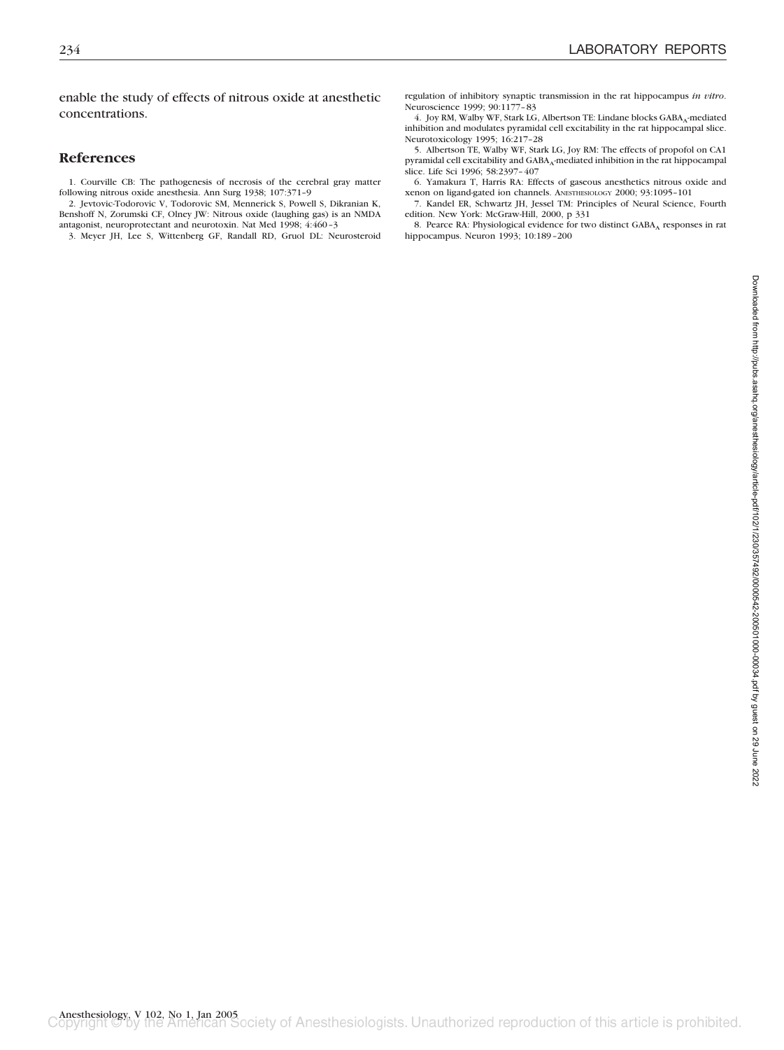enable the study of effects of nitrous oxide at anesthetic concentrations.

## References

1. Courville CB: The pathogenesis of necrosis of the cerebral gray matter following nitrous oxide anesthesia. Ann Surg 1938; 107:371–9
2. Jevtovic-Todorovic V, Todorovic SM, Mennerick S, Powell S, Dikranian K, Benshoff N, Zorumski CF, Olney JW: Nitrous oxide (laughing gas) is an NMDA antagonist, neuroprotectant and neurotoxin. Nat Med 1998; 4:460–3
3. Meyer JH, Lee S, Wittenberg GF, Randall RD, Gruol DL: Neurosteroid regulation of inhibitory synaptic transmission in the rat hippocampus *in vitro*. Neuroscience 1999; 90:1177–83
4. Joy RM, Walby WF, Stark LG, Albertson TE: Lindane blocks $GABA_A$-mediated inhibition and modulates pyramidal cell excitability in the rat hippocampal slice. Neurotoxicology 1995; 16:217–28
5. Albertson TE, Walby WF, Stark LG, Joy RM: The effects of propofol on CA1 pyramidal cell excitability and $GABA_A$-mediated inhibition in the rat hippocampal slice. Life Sci 1996; 58:2397–407
6. Yamakura T, Harris RA: Effects of gaseous anesthetics nitrous oxide and xenon on ligand-gated ion channels. ANESTHESIOLOGY 2000; 93:1095–101
7. Kandel ER, Schwartz JH, Jessel TM: Principles of Neural Science, Fourth edition. New York: McGraw-Hill, 2000, p 331
8. Pearce RA: Physiological evidence for two distinct $GABA_A$ responses in rat hippocampus. Neuron 1993; 10:189–200